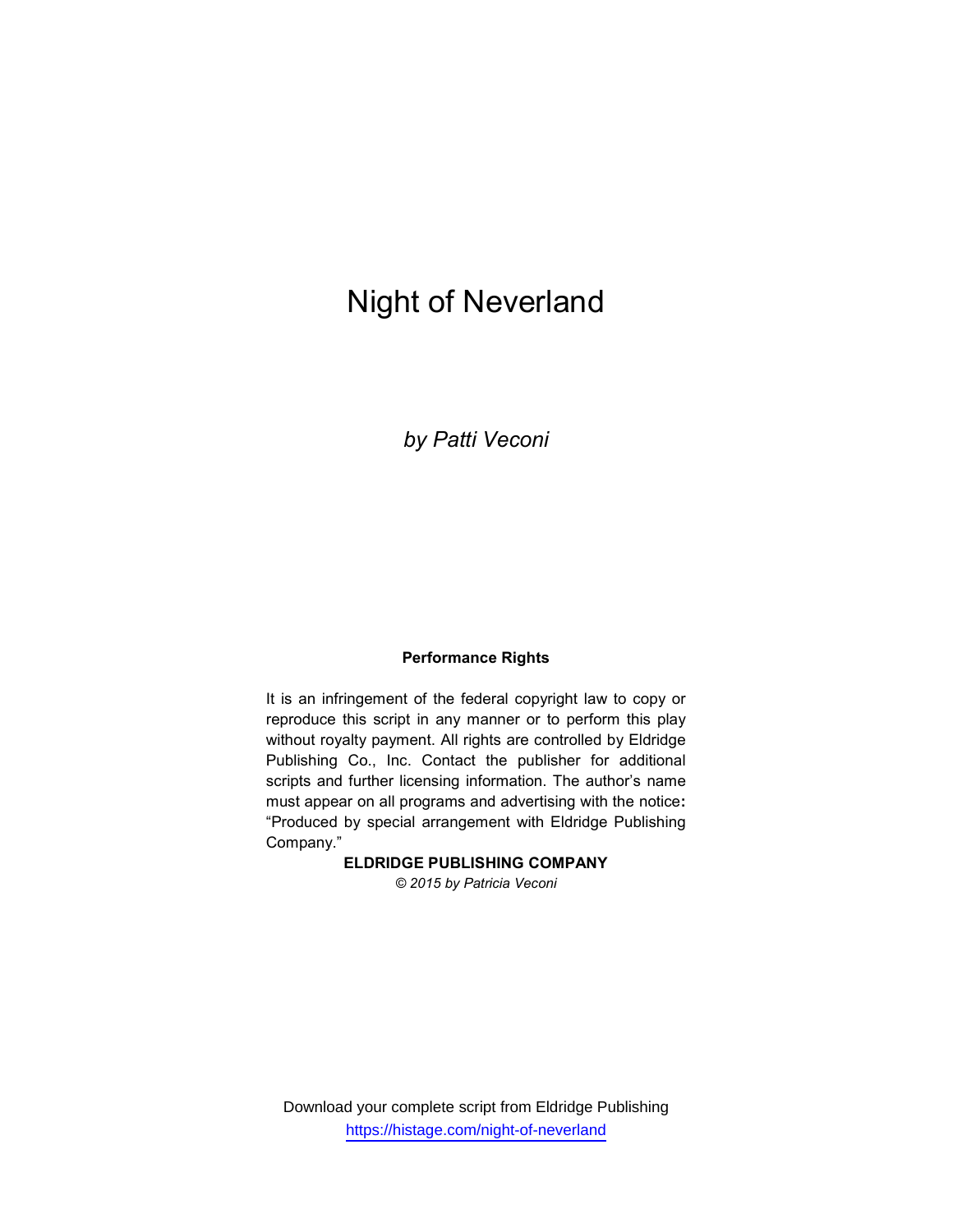# Night of Neverland

*by Patti Veconi*

**Performance Rights**

It is an infringement of the federal copyright law to copy or reproduce this script in any manner or to perform this play without royalty payment. All rights are controlled by Eldridge Publishing Co., Inc. Contact the publisher for additional scripts and further licensing information. The author's name must appear on all programs and advertising with the notice**:** "Produced by special arrangement with Eldridge Publishing Company."

**ELDRIDGE PUBLISHING COMPANY**

*© 2015 by Patricia Veconi*

Download your complete script from Eldridge Publishing
https://histage.com/night-of-neverland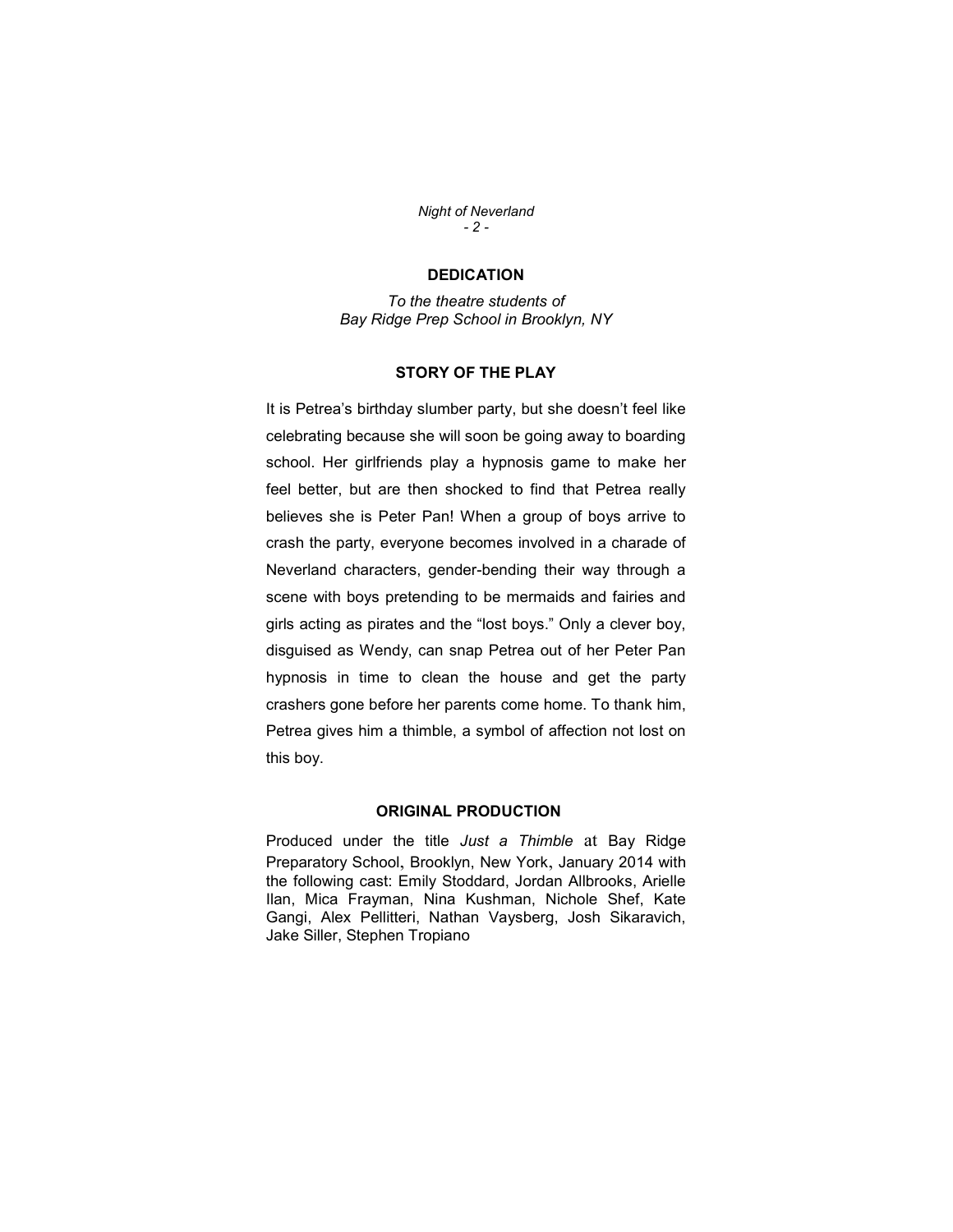## DEDICATION

*To the theatre students of Bay Ridge Prep School in Brooklyn, NY*

## STORY OF THE PLAY

It is Petrea's birthday slumber party, but she doesn't feel like celebrating because she will soon be going away to boarding school. Her girlfriends play a hypnosis game to make her feel better, but are then shocked to find that Petrea really believes she is Peter Pan! When a group of boys arrive to crash the party, everyone becomes involved in a charade of Neverland characters, gender-bending their way through a scene with boys pretending to be mermaids and fairies and girls acting as pirates and the "lost boys." Only a clever boy, disguised as Wendy, can snap Petrea out of her Peter Pan hypnosis in time to clean the house and get the party crashers gone before her parents come home. To thank him, Petrea gives him a thimble, a symbol of affection not lost on this boy.

## ORIGINAL PRODUCTION

Produced under the title *Just a Thimble* at Bay Ridge Preparatory School, Brooklyn, New York, January 2014 with the following cast: Emily Stoddard, Jordan Allbrooks, Arielle Ilan, Mica Frayman, Nina Kushman, Nichole Shef, Kate Gangi, Alex Pellitteri, Nathan Vaysberg, Josh Sikaravich, Jake Siller, Stephen Tropiano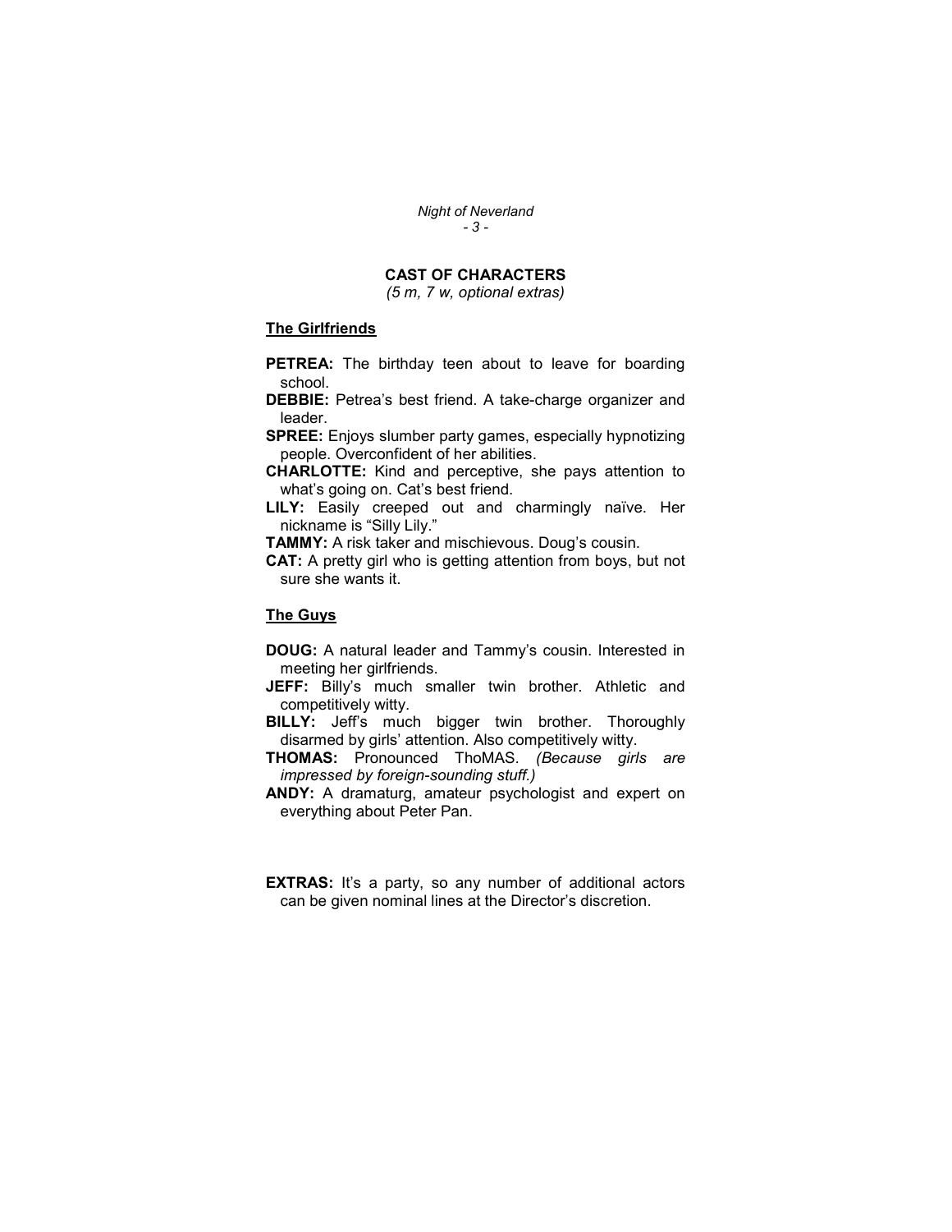## CAST OF CHARACTERS

*(5 m, 7 w, optional extras)*

### The Girlfriends

**PETREA:** The birthday teen about to leave for boarding school.

**DEBBIE:** Petrea's best friend. A take-charge organizer and leader.

**SPREE:** Enjoys slumber party games, especially hypnotizing people. Overconfident of her abilities.

**CHARLOTTE:** Kind and perceptive, she pays attention to what's going on. Cat's best friend.

**LILY:** Easily creeped out and charmingly naïve. Her nickname is "Silly Lily."

**TAMMY:** A risk taker and mischievous. Doug's cousin.

**CAT:** A pretty girl who is getting attention from boys, but not sure she wants it.

### The Guys

**DOUG:** A natural leader and Tammy's cousin. Interested in meeting her girlfriends.

**JEFF:** Billy's much smaller twin brother. Athletic and competitively witty.

**BILLY:** Jeff's much bigger twin brother. Thoroughly disarmed by girls' attention. Also competitively witty.

**THOMAS:** Pronounced ThoMAS. *(Because girls are impressed by foreign-sounding stuff.)*

**ANDY:** A dramaturg, amateur psychologist and expert on everything about Peter Pan.

**EXTRAS:** It's a party, so any number of additional actors can be given nominal lines at the Director's discretion.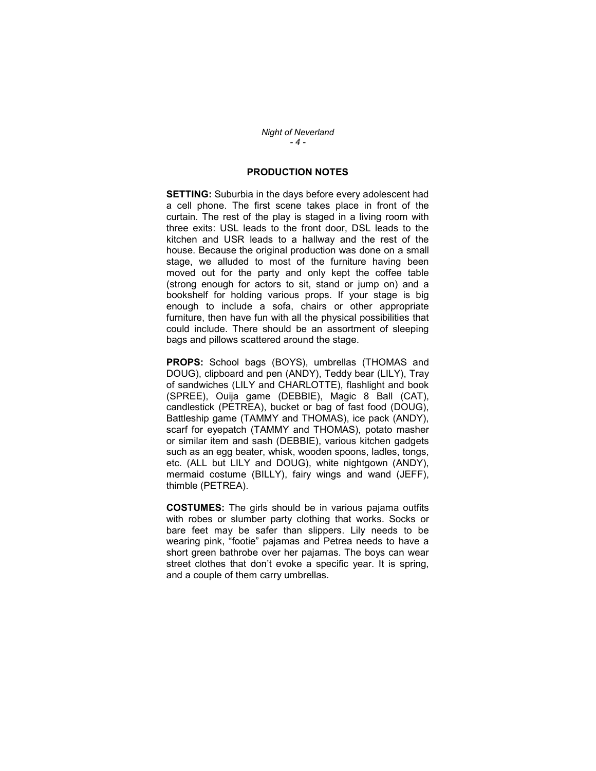## PRODUCTION NOTES

**SETTING:** Suburbia in the days before every adolescent had a cell phone. The first scene takes place in front of the curtain. The rest of the play is staged in a living room with three exits: USL leads to the front door, DSL leads to the kitchen and USR leads to a hallway and the rest of the house. Because the original production was done on a small stage, we alluded to most of the furniture having been moved out for the party and only kept the coffee table (strong enough for actors to sit, stand or jump on) and a bookshelf for holding various props. If your stage is big enough to include a sofa, chairs or other appropriate furniture, then have fun with all the physical possibilities that could include. There should be an assortment of sleeping bags and pillows scattered around the stage.

**PROPS:** School bags (BOYS), umbrellas (THOMAS and DOUG), clipboard and pen (ANDY), Teddy bear (LILY), Tray of sandwiches (LILY and CHARLOTTE), flashlight and book (SPREE), Ouija game (DEBBIE), Magic 8 Ball (CAT), candlestick (PETREA), bucket or bag of fast food (DOUG), Battleship game (TAMMY and THOMAS), ice pack (ANDY), scarf for eyepatch (TAMMY and THOMAS), potato masher or similar item and sash (DEBBIE), various kitchen gadgets such as an egg beater, whisk, wooden spoons, ladles, tongs, etc. (ALL but LILY and DOUG), white nightgown (ANDY), mermaid costume (BILLY), fairy wings and wand (JEFF), thimble (PETREA).

**COSTUMES:** The girls should be in various pajama outfits with robes or slumber party clothing that works. Socks or bare feet may be safer than slippers. Lily needs to be wearing pink, "footie" pajamas and Petrea needs to have a short green bathrobe over her pajamas. The boys can wear street clothes that don't evoke a specific year. It is spring, and a couple of them carry umbrellas.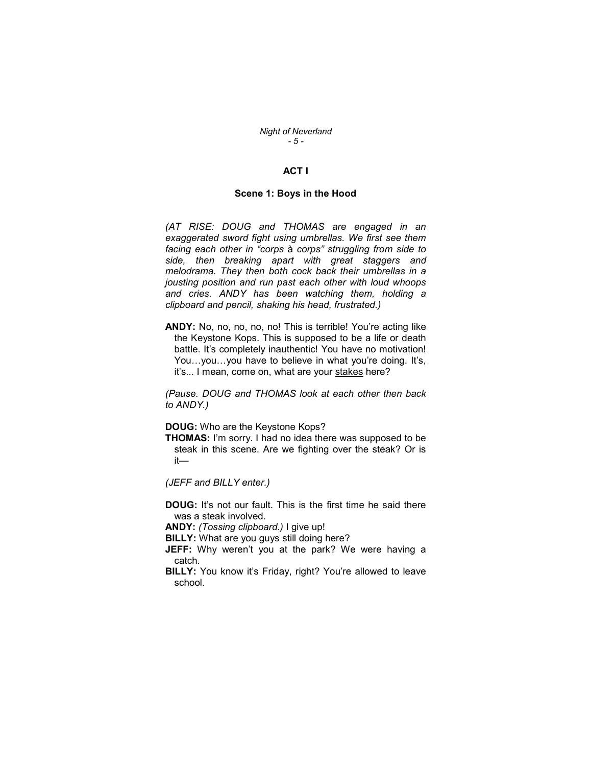## ACT I

### Scene 1: Boys in the Hood

*(AT RISE: DOUG and THOMAS are engaged in an exaggerated sword fight using umbrellas. We first see them facing each other in "corps à corps" struggling from side to side, then breaking apart with great staggers and melodrama. They then both cock back their umbrellas in a jousting position and run past each other with loud whoops and cries. ANDY has been watching them, holding a clipboard and pencil, shaking his head, frustrated.)*

**ANDY:** No, no, no, no, no! This is terrible! You're acting like the Keystone Kops. This is supposed to be a life or death battle. It's completely inauthentic! You have no motivation! You…you…you have to believe in what you're doing. It's, it's... I mean, come on, what are your <u>stakes</u> here?

*(Pause. DOUG and THOMAS look at each other then back to ANDY.)*

**DOUG:** Who are the Keystone Kops?

**THOMAS:** I'm sorry. I had no idea there was supposed to be steak in this scene. Are we fighting over the steak? Or is it—

*(JEFF and BILLY enter.)*

**DOUG:** It's not our fault. This is the first time he said there was a steak involved.

**ANDY:** *(Tossing clipboard.)* I give up!

**BILLY:** What are you guys still doing here?

**JEFF:** Why weren't you at the park? We were having a catch.

**BILLY:** You know it's Friday, right? You're allowed to leave school.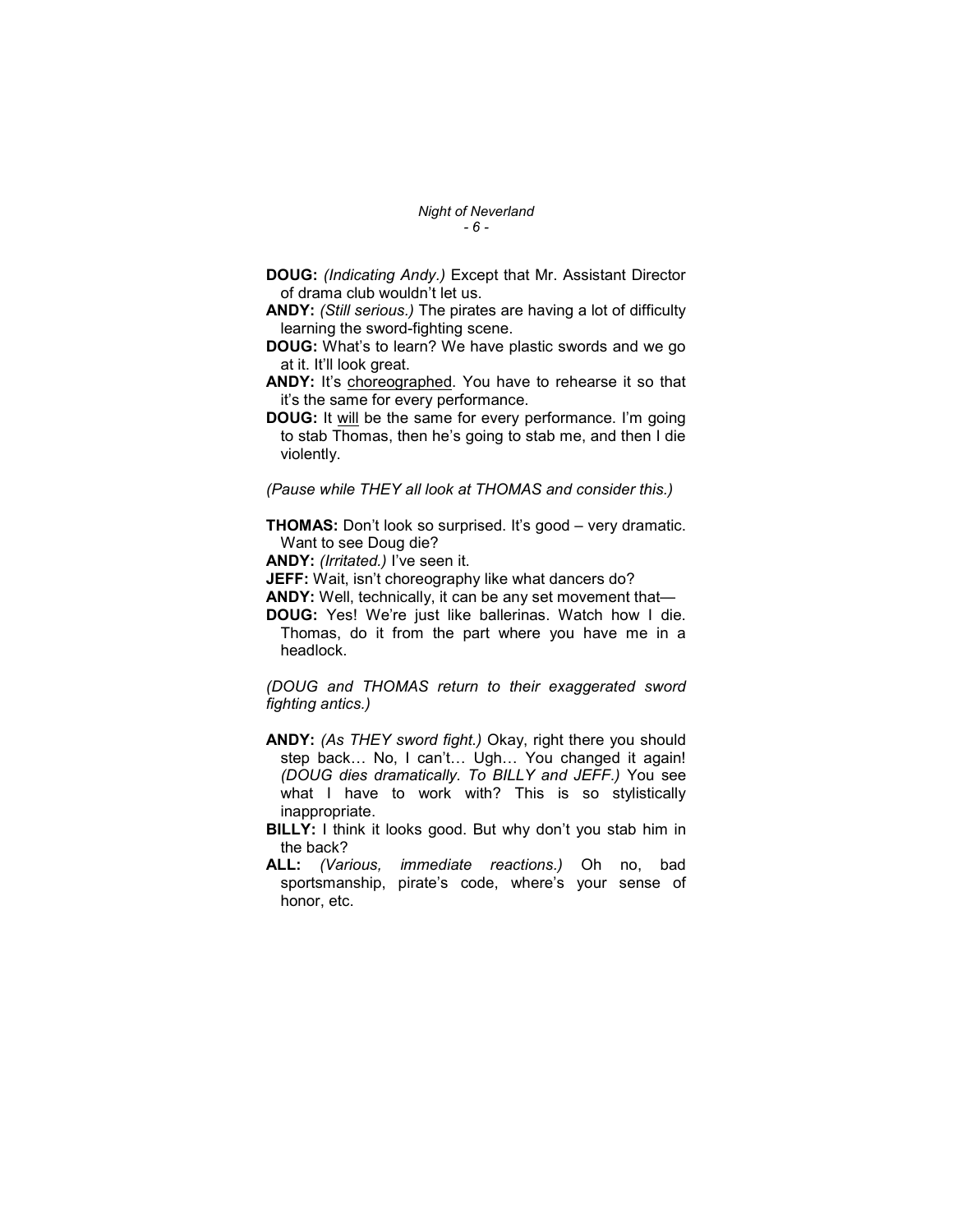**DOUG:** *(Indicating Andy.)* Except that Mr. Assistant Director of drama club wouldn't let us.

**ANDY:** *(Still serious.)* The pirates are having a lot of difficulty learning the sword-fighting scene.

**DOUG:** What's to learn? We have plastic swords and we go at it. It'll look great.

**ANDY:** It's <u>choreographed</u>. You have to rehearse it so that it's the same for every performance.

**DOUG:** It <u>will</u> be the same for every performance. I'm going to stab Thomas, then he's going to stab me, and then I die violently.

*(Pause while THEY all look at THOMAS and consider this.)*

**THOMAS:** Don't look so surprised. It's good – very dramatic. Want to see Doug die?

**ANDY:** *(Irritated.)* I've seen it.

**JEFF:** Wait, isn't choreography like what dancers do?

**ANDY:** Well, technically, it can be any set movement that—

**DOUG:** Yes! We're just like ballerinas. Watch how I die. Thomas, do it from the part where you have me in a headlock.

*(DOUG and THOMAS return to their exaggerated sword fighting antics.)*

**ANDY:** *(As THEY sword fight.)* Okay, right there you should step back… No, I can't… Ugh… You changed it again! *(DOUG dies dramatically. To BILLY and JEFF.)* You see what I have to work with? This is so stylistically inappropriate.

**BILLY:** I think it looks good. But why don't you stab him in the back?

**ALL:** *(Various, immediate reactions.)* Oh no, bad sportsmanship, pirate's code, where's your sense of honor, etc.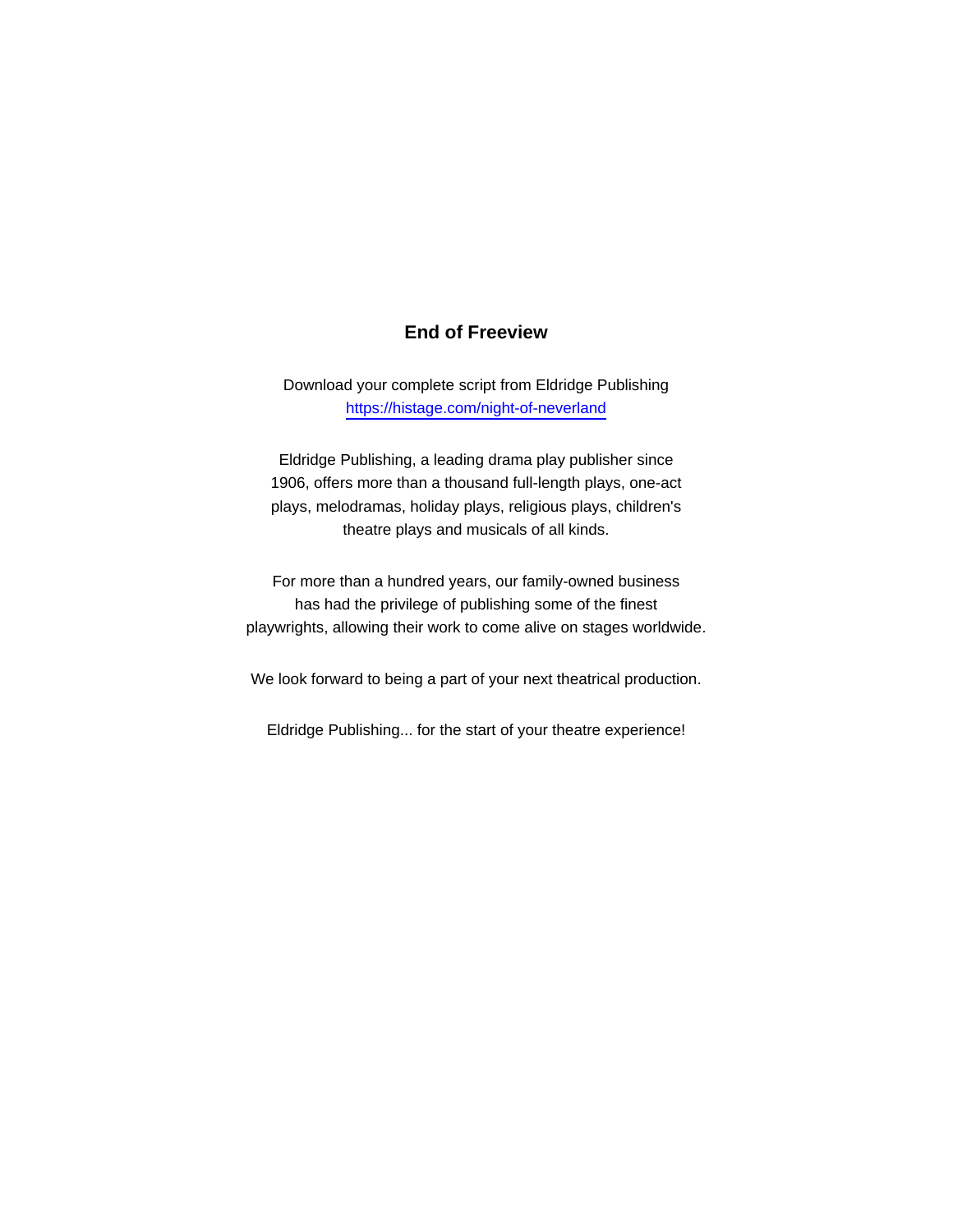## End of Freeview

Download your complete script from Eldridge Publishing
https://histage.com/night-of-neverland

Eldridge Publishing, a leading drama play publisher since 1906, offers more than a thousand full-length plays, one-act plays, melodramas, holiday plays, religious plays, children's theatre plays and musicals of all kinds.

For more than a hundred years, our family-owned business has had the privilege of publishing some of the finest playwrights, allowing their work to come alive on stages worldwide.

We look forward to being a part of your next theatrical production.

Eldridge Publishing... for the start of your theatre experience!